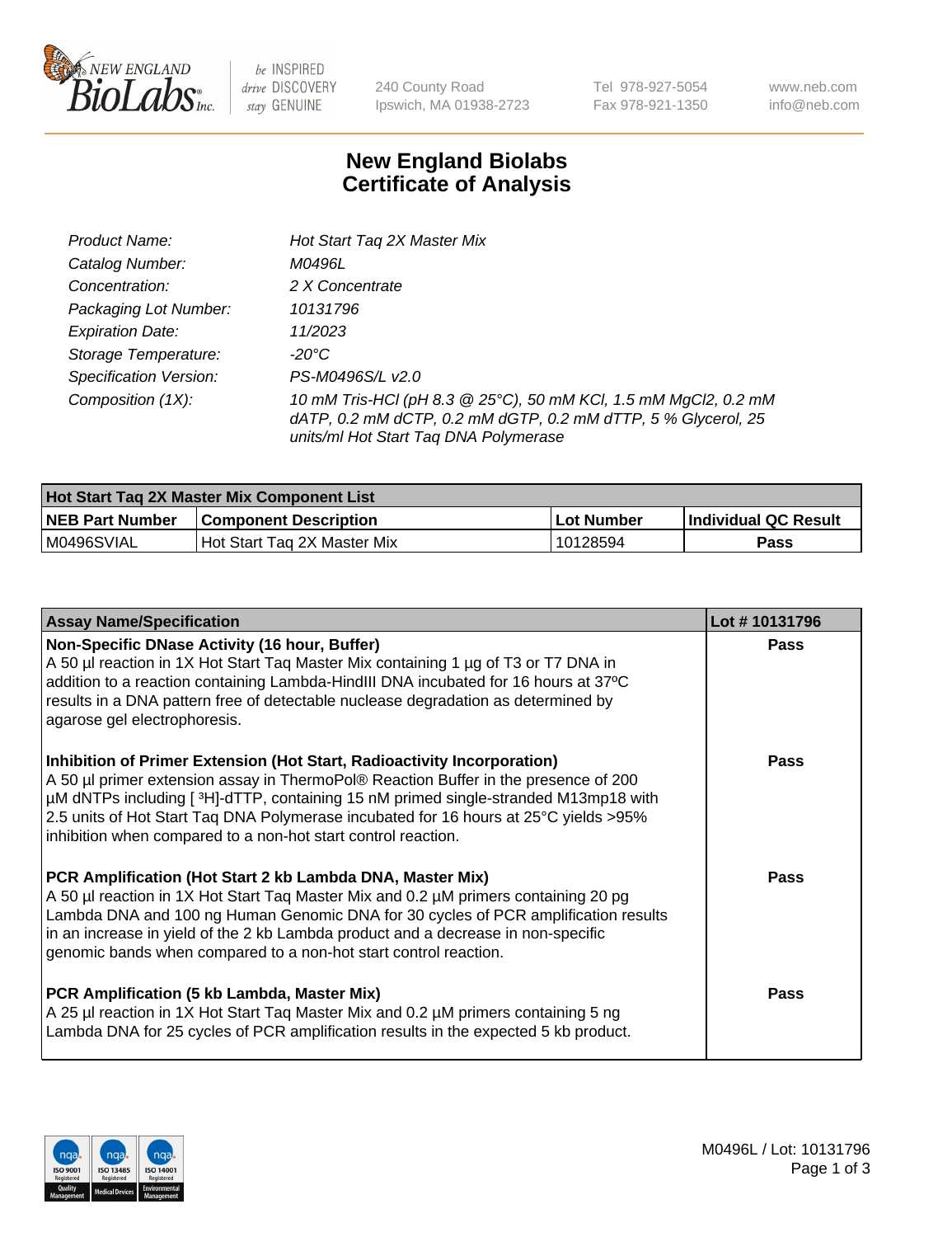# New England Biolabs Certificate of Analysis

| | |
|---|---|
| *Product Name:* | *Hot Start Taq 2X Master Mix* |
| *Catalog Number:* | *M0496L* |
| *Concentration:* | *2 X Concentrate* |
| *Packaging Lot Number:* | *10131796* |
| *Expiration Date:* | *11/2023* |
| *Storage Temperature:* | *-20°C* |
| *Specification Version:* | *PS-M0496S/L v2.0* |
| *Composition (1X):* | *10 mM Tris-HCl (pH 8.3 @ 25°C), 50 mM KCl, 1.5 mM MgCl2, 0.2 mM dATP, 0.2 mM dCTP, 0.2 mM dGTP, 0.2 mM dTTP, 5 % Glycerol, 25 units/ml Hot Start Taq DNA Polymerase* |

| Hot Start Taq 2X Master Mix Component List | | | |
|---|---|---|---|
| **NEB Part Number** | **Component Description** | **Lot Number** | **Individual QC Result** |
| M0496SVIAL | Hot Start Taq 2X Master Mix | 10128594 | **Pass** |

| Assay Name/Specification | Lot # 10131796 |
|---|---|
| **Non-Specific DNase Activity (16 hour, Buffer)** A 50 µl reaction in 1X Hot Start Taq Master Mix containing 1 µg of T3 or T7 DNA in addition to a reaction containing Lambda-HindIII DNA incubated for 16 hours at 37ºC results in a DNA pattern free of detectable nuclease degradation as determined by agarose gel electrophoresis. | **Pass** |
| **Inhibition of Primer Extension (Hot Start, Radioactivity Incorporation)** A 50 µl primer extension assay in ThermoPol® Reaction Buffer in the presence of 200 µM dNTPs including [ $^3$H]-dTTP, containing 15 nM primed single-stranded M13mp18 with 2.5 units of Hot Start Taq DNA Polymerase incubated for 16 hours at 25°C yields >95% inhibition when compared to a non-hot start control reaction. | **Pass** |
| **PCR Amplification (Hot Start 2 kb Lambda DNA, Master Mix)** A 50 µl reaction in 1X Hot Start Taq Master Mix and 0.2 µM primers containing 20 pg Lambda DNA and 100 ng Human Genomic DNA for 30 cycles of PCR amplification results in an increase in yield of the 2 kb Lambda product and a decrease in non-specific genomic bands when compared to a non-hot start control reaction. | **Pass** |
| **PCR Amplification (5 kb Lambda, Master Mix)** A 25 µl reaction in 1X Hot Start Taq Master Mix and 0.2 µM primers containing 5 ng Lambda DNA for 25 cycles of PCR amplification results in the expected 5 kb product. | **Pass** |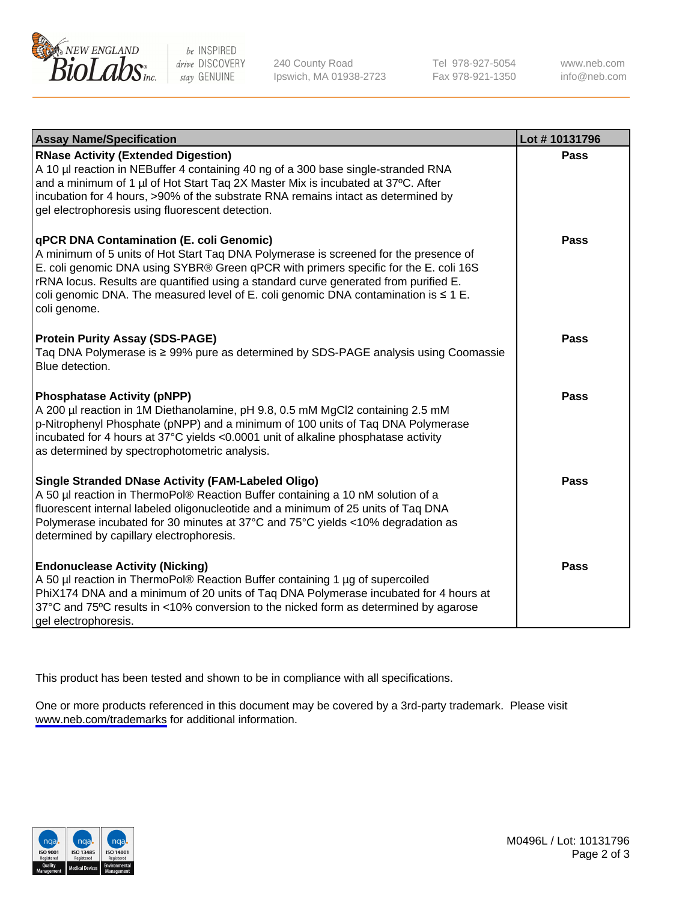| Assay Name/Specification | Lot # 10131796 |
|---|---|
| **RNase Activity (Extended Digestion)**<br>A 10 µl reaction in NEBuffer 4 containing 40 ng of a 300 base single-stranded RNA and a minimum of 1 µl of Hot Start Taq 2X Master Mix is incubated at 37ºC. After incubation for 4 hours, >90% of the substrate RNA remains intact as determined by gel electrophoresis using fluorescent detection. | **Pass** |
| **qPCR DNA Contamination (E. coli Genomic)**<br>A minimum of 5 units of Hot Start Taq DNA Polymerase is screened for the presence of E. coli genomic DNA using SYBR® Green qPCR with primers specific for the E. coli 16S rRNA locus. Results are quantified using a standard curve generated from purified E. coli genomic DNA. The measured level of E. coli genomic DNA contamination is ≤ 1 E. coli genome. | **Pass** |
| **Protein Purity Assay (SDS-PAGE)**<br>Taq DNA Polymerase is ≥ 99% pure as determined by SDS-PAGE analysis using Coomassie Blue detection. | **Pass** |
| **Phosphatase Activity (pNPP)**<br>A 200 µl reaction in 1M Diethanolamine, pH 9.8, 0.5 mM $MgCl_2$ containing 2.5 mM p-Nitrophenyl Phosphate (pNPP) and a minimum of 100 units of Taq DNA Polymerase incubated for 4 hours at 37°C yields <0.0001 unit of alkaline phosphatase activity as determined by spectrophotometric analysis. | **Pass** |
| **Single Stranded DNase Activity (FAM-Labeled Oligo)**<br>A 50 µl reaction in ThermoPol® Reaction Buffer containing a 10 nM solution of a fluorescent internal labeled oligonucleotide and a minimum of 25 units of Taq DNA Polymerase incubated for 30 minutes at 37°C and 75°C yields <10% degradation as determined by capillary electrophoresis. | **Pass** |
| **Endonuclease Activity (Nicking)**<br>A 50 µl reaction in ThermoPol® Reaction Buffer containing 1 µg of supercoiled PhiX174 DNA and a minimum of 20 units of Taq DNA Polymerase incubated for 4 hours at 37°C and 75ºC results in <10% conversion to the nicked form as determined by agarose gel electrophoresis. | **Pass** |

This product has been tested and shown to be in compliance with all specifications.

One or more products referenced in this document may be covered by a 3rd-party trademark. Please visit www.neb.com/trademarks for additional information.

M0496L / Lot: 10131796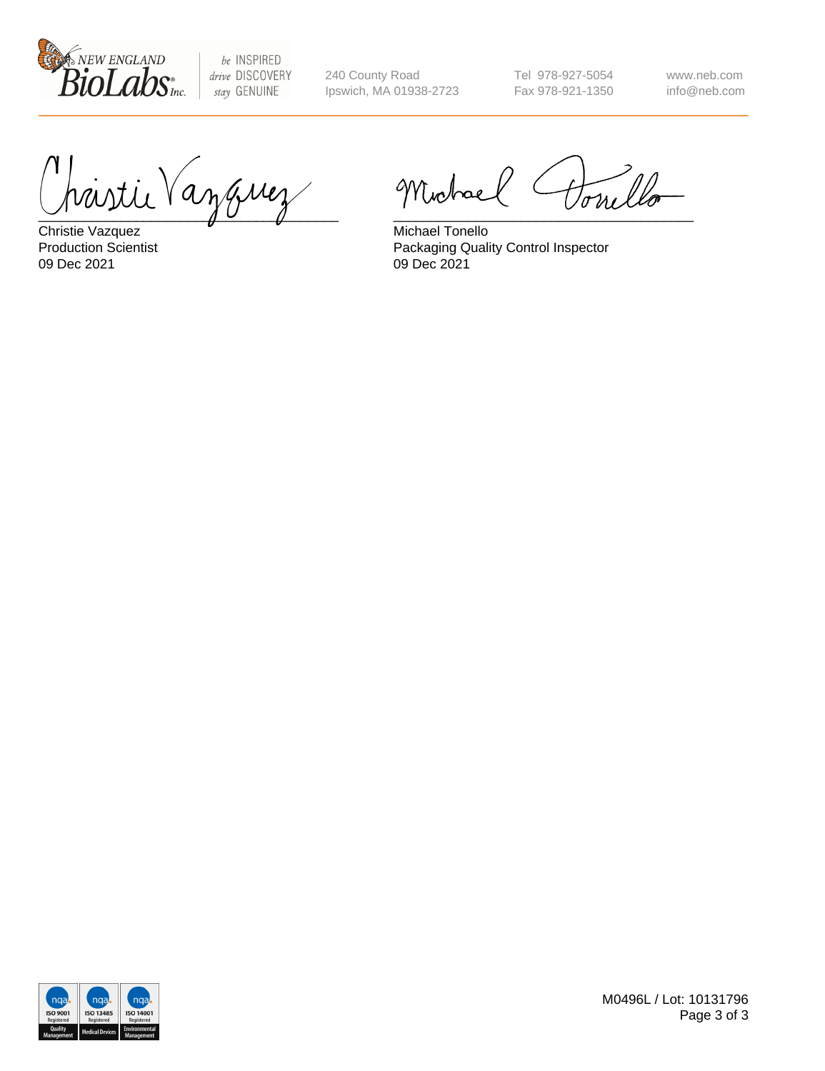NEW ENGLAND BioLabs Inc.

be INSPIRED
drive DISCOVERY
stay GENUINE

240 County Road
Ipswich, MA 01938-2723

Tel 978-927-5054
Fax 978-921-1350

www.neb.com
info@neb.com

Christie Vazquez
Production Scientist
09 Dec 2021

Michael Tonello
Packaging Quality Control Inspector
09 Dec 2021

M0496L / Lot: 10131796